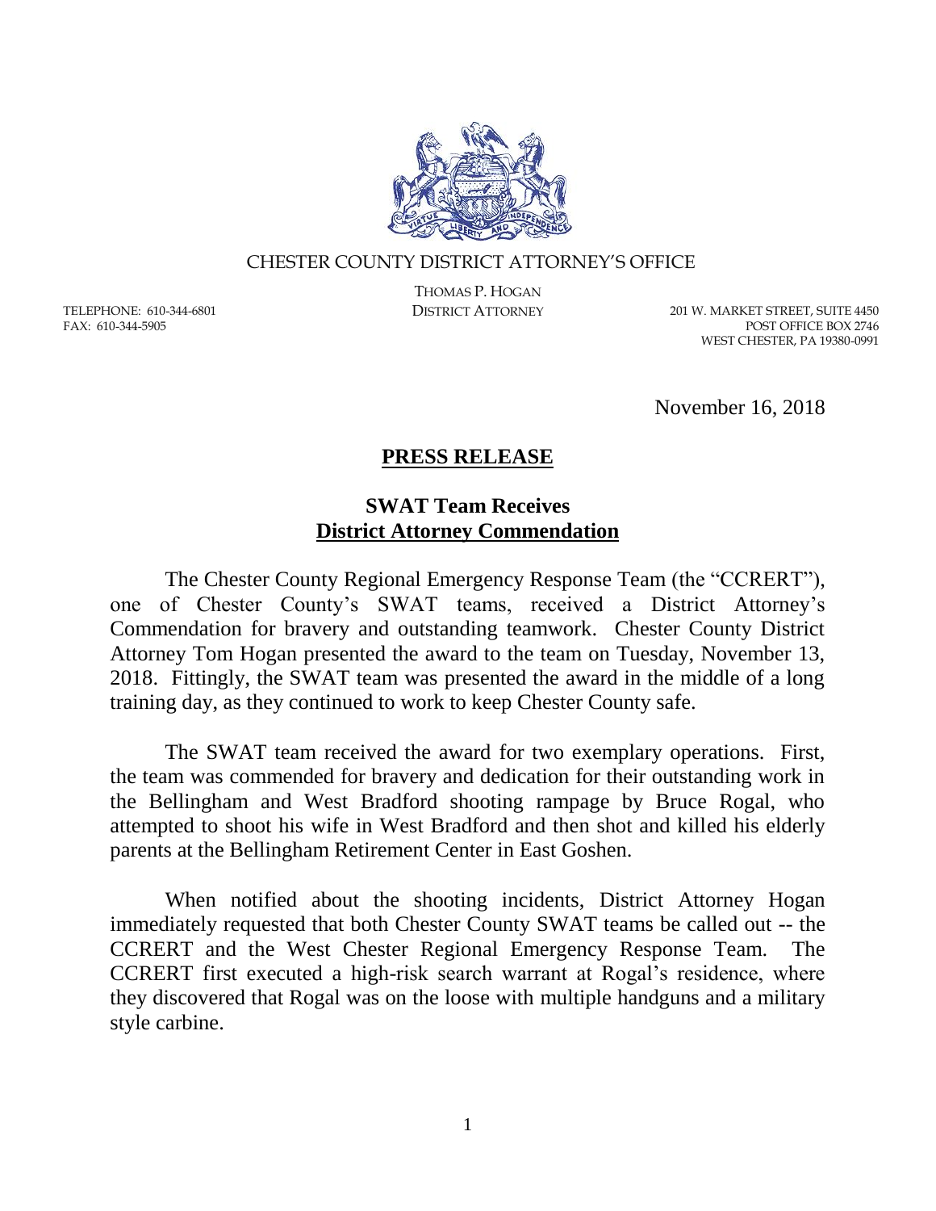CHESTER COUNTY DISTRICT ATTORNEY'S OFFICE

THOMAS P. HOGAN
DISTRICT ATTORNEY

TELEPHONE: 610-344-6801
FAX: 610-344-5905

201 W. MARKET STREET, SUITE 4450
POST OFFICE BOX 2746
WEST CHESTER, PA 19380-0991

November 16, 2018

# PRESS RELEASE

## SWAT Team Receives District Attorney Commendation

The Chester County Regional Emergency Response Team (the "CCRERT"), one of Chester County's SWAT teams, received a District Attorney's Commendation for bravery and outstanding teamwork. Chester County District Attorney Tom Hogan presented the award to the team on Tuesday, November 13, 2018. Fittingly, the SWAT team was presented the award in the middle of a long training day, as they continued to work to keep Chester County safe.

The SWAT team received the award for two exemplary operations. First, the team was commended for bravery and dedication for their outstanding work in the Bellingham and West Bradford shooting rampage by Bruce Rogal, who attempted to shoot his wife in West Bradford and then shot and killed his elderly parents at the Bellingham Retirement Center in East Goshen.

When notified about the shooting incidents, District Attorney Hogan immediately requested that both Chester County SWAT teams be called out -- the CCRERT and the West Chester Regional Emergency Response Team. The CCRERT first executed a high-risk search warrant at Rogal's residence, where they discovered that Rogal was on the loose with multiple handguns and a military style carbine.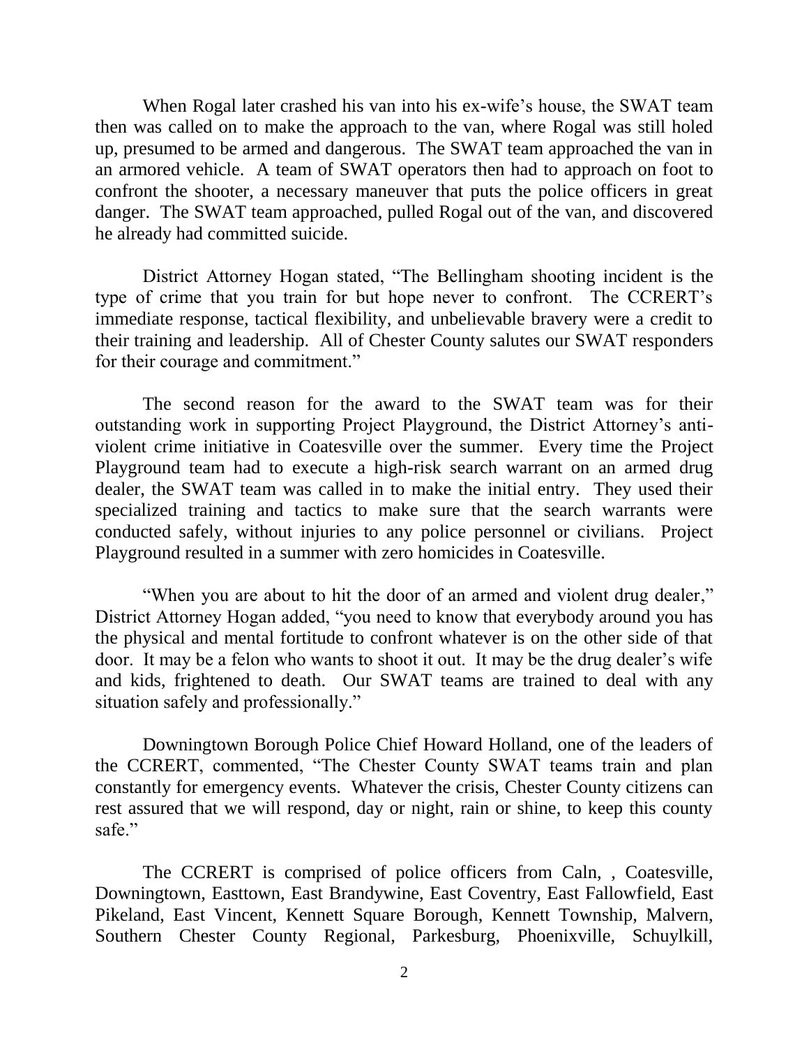When Rogal later crashed his van into his ex-wife's house, the SWAT team then was called on to make the approach to the van, where Rogal was still holed up, presumed to be armed and dangerous. The SWAT team approached the van in an armored vehicle. A team of SWAT operators then had to approach on foot to confront the shooter, a necessary maneuver that puts the police officers in great danger. The SWAT team approached, pulled Rogal out of the van, and discovered he already had committed suicide.

District Attorney Hogan stated, "The Bellingham shooting incident is the type of crime that you train for but hope never to confront. The CCRERT's immediate response, tactical flexibility, and unbelievable bravery were a credit to their training and leadership. All of Chester County salutes our SWAT responders for their courage and commitment."

The second reason for the award to the SWAT team was for their outstanding work in supporting Project Playground, the District Attorney's anti-violent crime initiative in Coatesville over the summer. Every time the Project Playground team had to execute a high-risk search warrant on an armed drug dealer, the SWAT team was called in to make the initial entry. They used their specialized training and tactics to make sure that the search warrants were conducted safely, without injuries to any police personnel or civilians. Project Playground resulted in a summer with zero homicides in Coatesville.

"When you are about to hit the door of an armed and violent drug dealer," District Attorney Hogan added, "you need to know that everybody around you has the physical and mental fortitude to confront whatever is on the other side of that door. It may be a felon who wants to shoot it out. It may be the drug dealer's wife and kids, frightened to death. Our SWAT teams are trained to deal with any situation safely and professionally."

Downingtown Borough Police Chief Howard Holland, one of the leaders of the CCRERT, commented, "The Chester County SWAT teams train and plan constantly for emergency events. Whatever the crisis, Chester County citizens can rest assured that we will respond, day or night, rain or shine, to keep this county safe."

The CCRERT is comprised of police officers from Caln, , Coatesville, Downingtown, Easttown, East Brandywine, East Coventry, East Fallowfield, East Pikeland, East Vincent, Kennett Square Borough, Kennett Township, Malvern, Southern Chester County Regional, Parkesburg, Phoenixville, Schuylkill,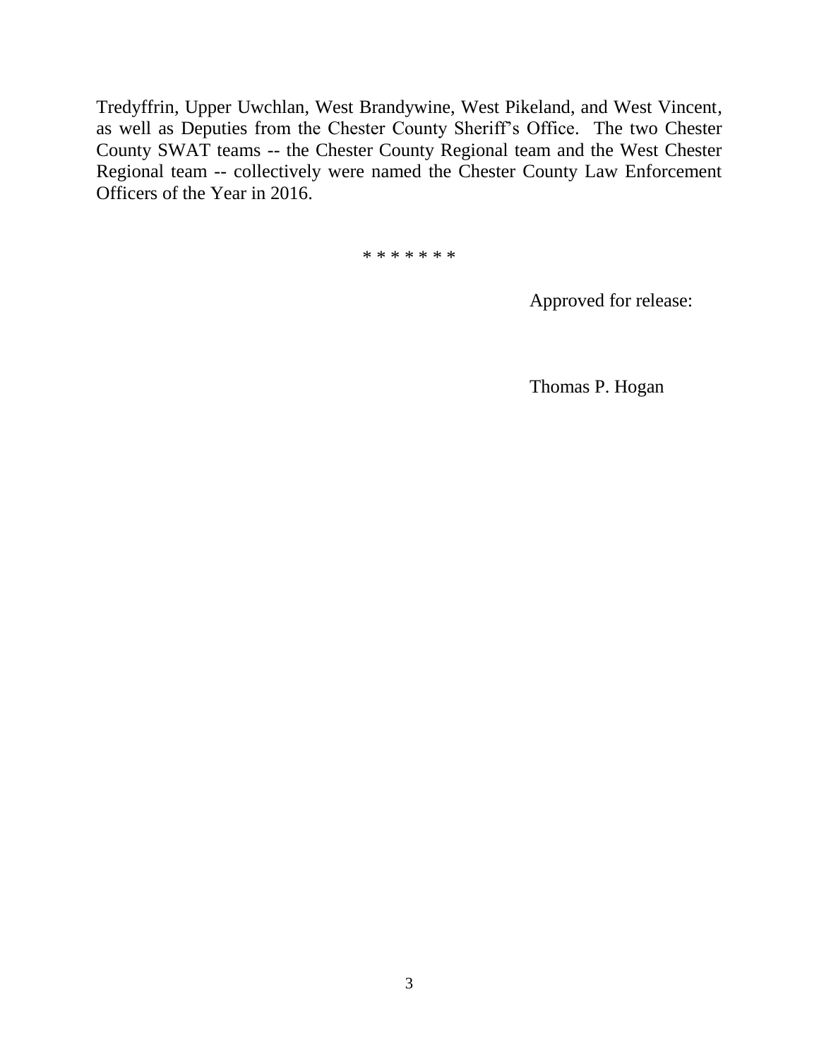Tredyffrin, Upper Uwchlan, West Brandywine, West Pikeland, and West Vincent, as well as Deputies from the Chester County Sheriff's Office. The two Chester County SWAT teams -- the Chester County Regional team and the West Chester Regional team -- collectively were named the Chester County Law Enforcement Officers of the Year in 2016.

* * * * * * *

Approved for release:

Thomas P. Hogan